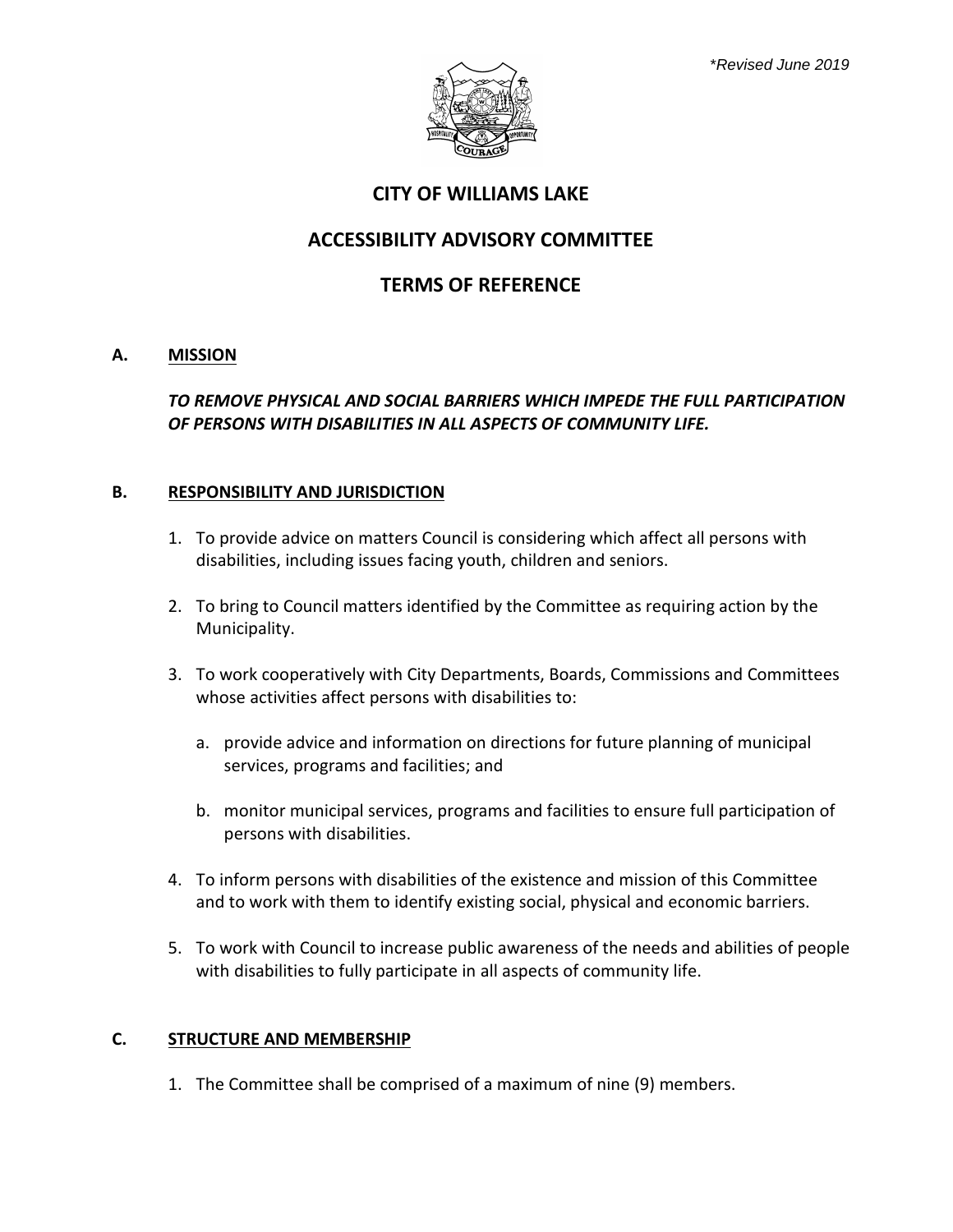*\*Revised June 2019*

# CITY OF WILLIAMS LAKE

# ACCESSIBILITY ADVISORY COMMITTEE

# TERMS OF REFERENCE

## A. MISSION

***TO REMOVE PHYSICAL AND SOCIAL BARRIERS WHICH IMPEDE THE FULL PARTICIPATION OF PERSONS WITH DISABILITIES IN ALL ASPECTS OF COMMUNITY LIFE.***

## B. RESPONSIBILITY AND JURISDICTION

1. To provide advice on matters Council is considering which affect all persons with disabilities, including issues facing youth, children and seniors.

2. To bring to Council matters identified by the Committee as requiring action by the Municipality.

3. To work cooperatively with City Departments, Boards, Commissions and Committees whose activities affect persons with disabilities to:

   a. provide advice and information on directions for future planning of municipal services, programs and facilities; and

   b. monitor municipal services, programs and facilities to ensure full participation of persons with disabilities.

4. To inform persons with disabilities of the existence and mission of this Committee and to work with them to identify existing social, physical and economic barriers.

5. To work with Council to increase public awareness of the needs and abilities of people with disabilities to fully participate in all aspects of community life.

## C. STRUCTURE AND MEMBERSHIP

1. The Committee shall be comprised of a maximum of nine (9) members.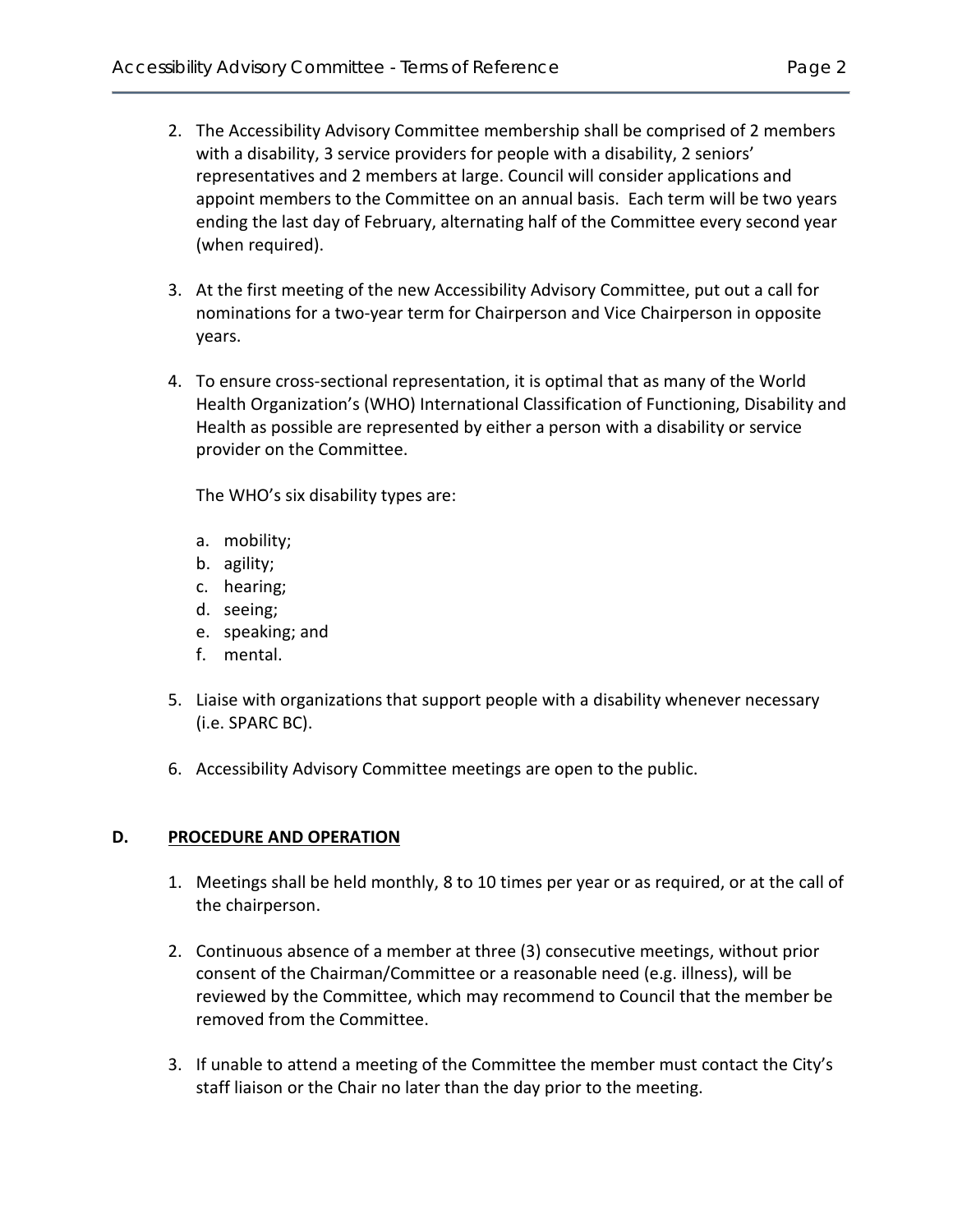2. The Accessibility Advisory Committee membership shall be comprised of 2 members with a disability, 3 service providers for people with a disability, 2 seniors' representatives and 2 members at large. Council will consider applications and appoint members to the Committee on an annual basis. Each term will be two years ending the last day of February, alternating half of the Committee every second year (when required).

3. At the first meeting of the new Accessibility Advisory Committee, put out a call for nominations for a two-year term for Chairperson and Vice Chairperson in opposite years.

4. To ensure cross-sectional representation, it is optimal that as many of the World Health Organization's (WHO) International Classification of Functioning, Disability and Health as possible are represented by either a person with a disability or service provider on the Committee.

   The WHO's six disability types are:

   a. mobility;
   b. agility;
   c. hearing;
   d. seeing;
   e. speaking; and
   f. mental.

5. Liaise with organizations that support people with a disability whenever necessary (i.e. SPARC BC).

6. Accessibility Advisory Committee meetings are open to the public.

## D. PROCEDURE AND OPERATION

1. Meetings shall be held monthly, 8 to 10 times per year or as required, or at the call of the chairperson.

2. Continuous absence of a member at three (3) consecutive meetings, without prior consent of the Chairman/Committee or a reasonable need (e.g. illness), will be reviewed by the Committee, which may recommend to Council that the member be removed from the Committee.

3. If unable to attend a meeting of the Committee the member must contact the City's staff liaison or the Chair no later than the day prior to the meeting.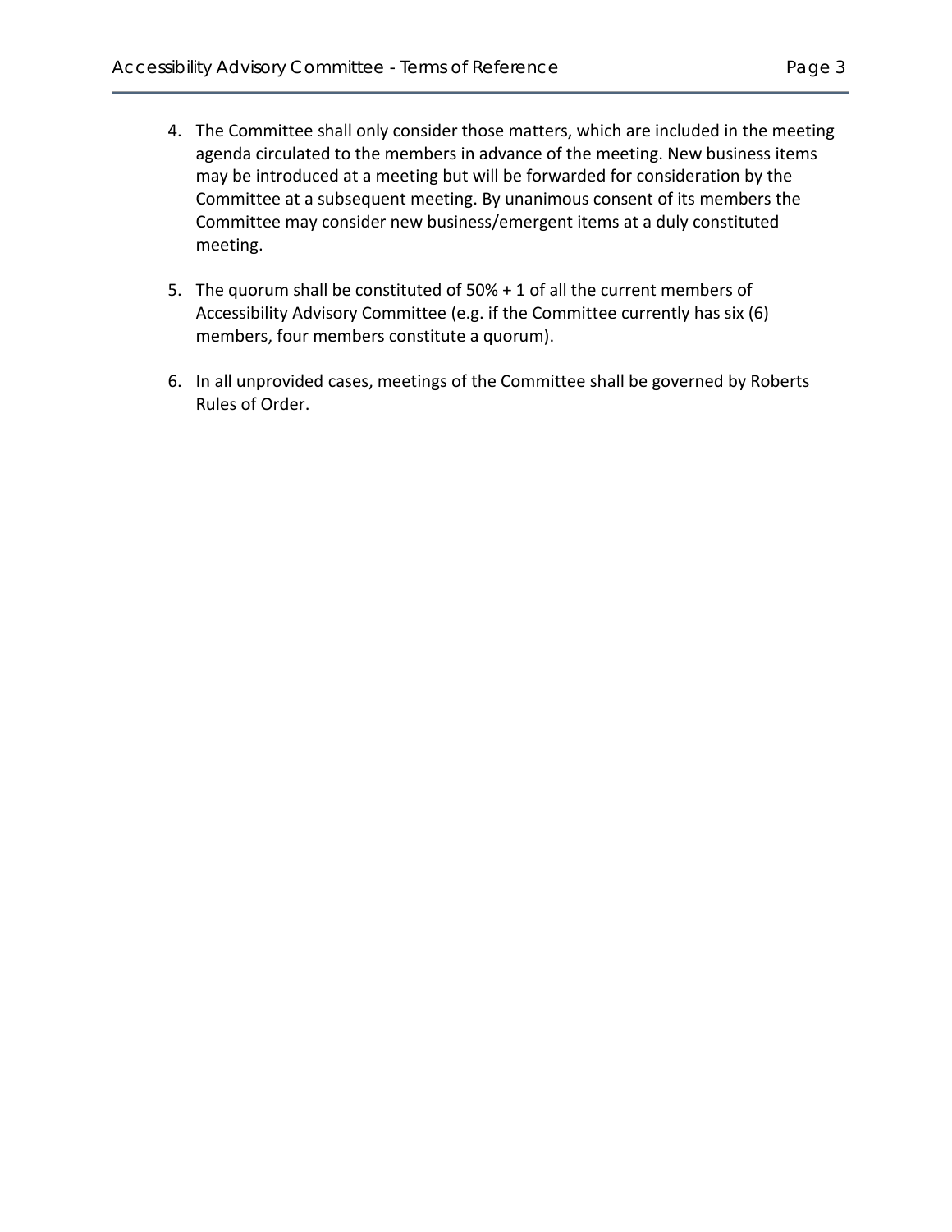4. The Committee shall only consider those matters, which are included in the meeting agenda circulated to the members in advance of the meeting. New business items may be introduced at a meeting but will be forwarded for consideration by the Committee at a subsequent meeting. By unanimous consent of its members the Committee may consider new business/emergent items at a duly constituted meeting.

5. The quorum shall be constituted of 50% + 1 of all the current members of Accessibility Advisory Committee (e.g. if the Committee currently has six (6) members, four members constitute a quorum).

6. In all unprovided cases, meetings of the Committee shall be governed by Roberts Rules of Order.